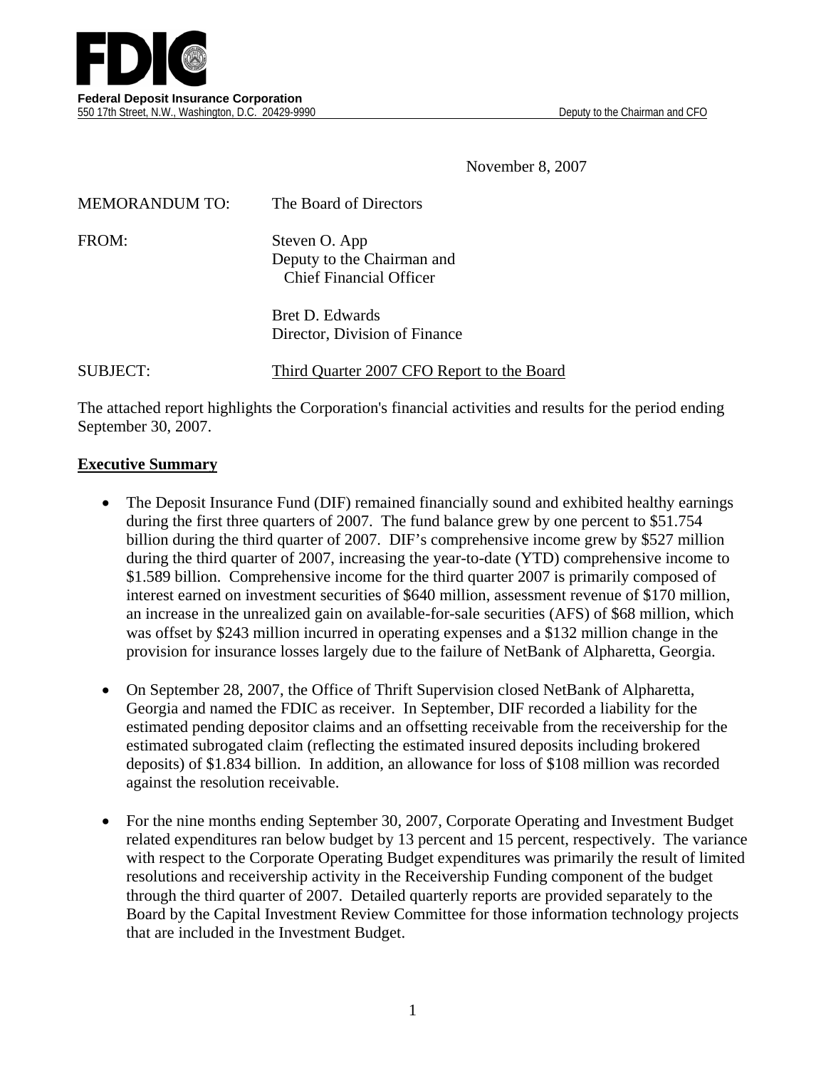**FDIC**

**Federal Deposit Insurance Corporation**
550 17th Street, N.W., Washington, D.C. 20429-9990 Deputy to the Chairman and CFO

November 8, 2007

MEMORANDUM TO: The Board of Directors

FROM: Steven O. App
Deputy to the Chairman and
Chief Financial Officer

Bret D. Edwards
Director, Division of Finance

SUBJECT: Third Quarter 2007 CFO Report to the Board

The attached report highlights the Corporation's financial activities and results for the period ending September 30, 2007.

## Executive Summary

- The Deposit Insurance Fund (DIF) remained financially sound and exhibited healthy earnings during the first three quarters of 2007. The fund balance grew by one percent to $51.754 billion during the third quarter of 2007. DIF's comprehensive income grew by $527 million during the third quarter of 2007, increasing the year-to-date (YTD) comprehensive income to $1.589 billion. Comprehensive income for the third quarter 2007 is primarily composed of interest earned on investment securities of $640 million, assessment revenue of $170 million, an increase in the unrealized gain on available-for-sale securities (AFS) of $68 million, which was offset by $243 million incurred in operating expenses and a $132 million change in the provision for insurance losses largely due to the failure of NetBank of Alpharetta, Georgia.

- On September 28, 2007, the Office of Thrift Supervision closed NetBank of Alpharetta, Georgia and named the FDIC as receiver. In September, DIF recorded a liability for the estimated pending depositor claims and an offsetting receivable from the receivership for the estimated subrogated claim (reflecting the estimated insured deposits including brokered deposits) of $1.834 billion. In addition, an allowance for loss of $108 million was recorded against the resolution receivable.

- For the nine months ending September 30, 2007, Corporate Operating and Investment Budget related expenditures ran below budget by 13 percent and 15 percent, respectively. The variance with respect to the Corporate Operating Budget expenditures was primarily the result of limited resolutions and receivership activity in the Receivership Funding component of the budget through the third quarter of 2007. Detailed quarterly reports are provided separately to the Board by the Capital Investment Review Committee for those information technology projects that are included in the Investment Budget.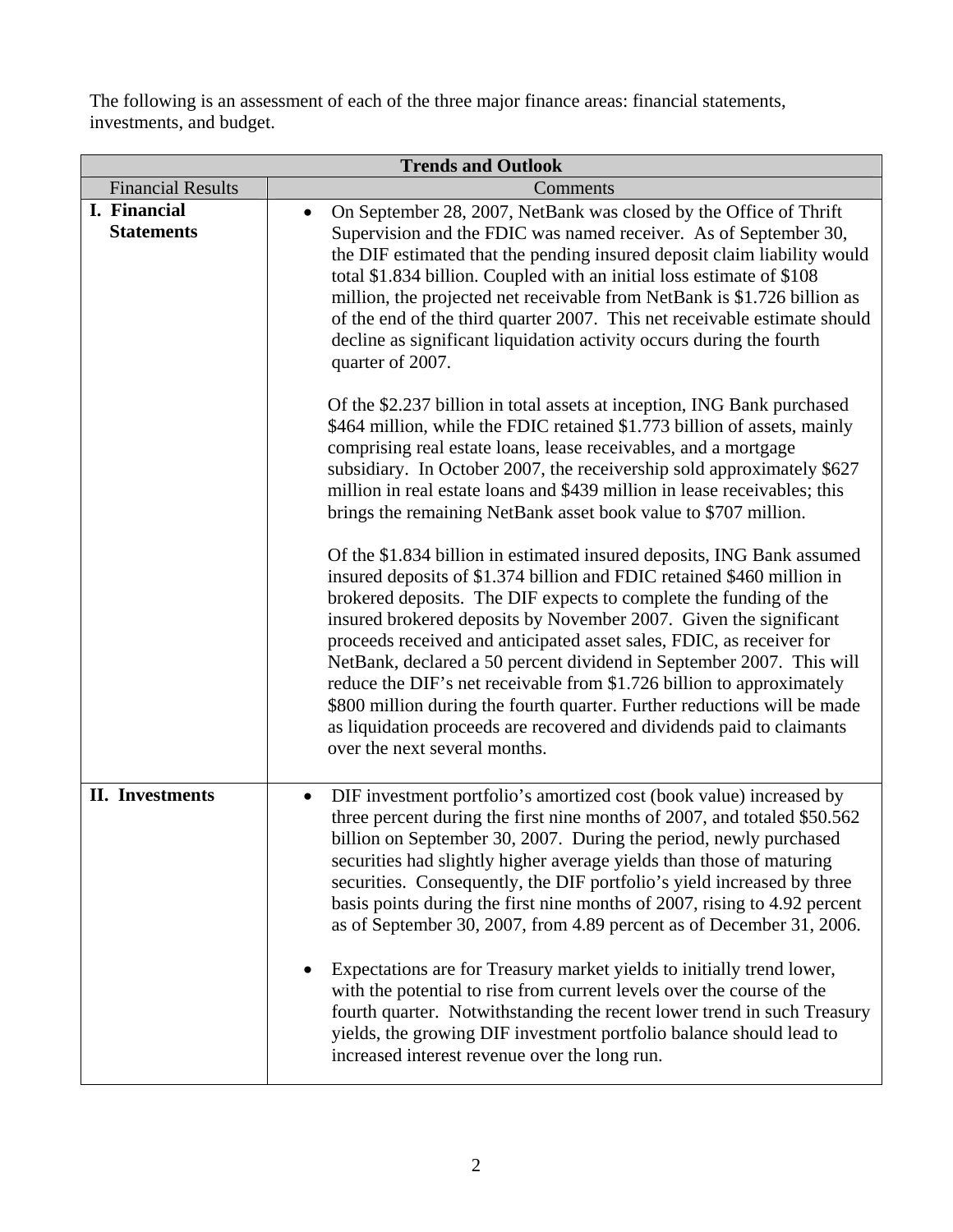The following is an assessment of each of the three major finance areas: financial statements, investments, and budget.

| Trends and Outlook | |
|---|---|
| Financial Results | Comments |
| **I. Financial Statements** | • On September 28, 2007, NetBank was closed by the Office of Thrift Supervision and the FDIC was named receiver. As of September 30, the DIF estimated that the pending insured deposit claim liability would total \$1.834 billion. Coupled with an initial loss estimate of \$108 million, the projected net receivable from NetBank is \$1.726 billion as of the end of the third quarter 2007. This net receivable estimate should decline as significant liquidation activity occurs during the fourth quarter of 2007.<br><br>Of the \$2.237 billion in total assets at inception, ING Bank purchased \$464 million, while the FDIC retained \$1.773 billion of assets, mainly comprising real estate loans, lease receivables, and a mortgage subsidiary. In October 2007, the receivership sold approximately \$627 million in real estate loans and \$439 million in lease receivables; this brings the remaining NetBank asset book value to \$707 million.<br><br>Of the \$1.834 billion in estimated insured deposits, ING Bank assumed insured deposits of \$1.374 billion and FDIC retained \$460 million in brokered deposits. The DIF expects to complete the funding of the insured brokered deposits by November 2007. Given the significant proceeds received and anticipated asset sales, FDIC, as receiver for NetBank, declared a 50 percent dividend in September 2007. This will reduce the DIF's net receivable from \$1.726 billion to approximately \$800 million during the fourth quarter. Further reductions will be made as liquidation proceeds are recovered and dividends paid to claimants over the next several months. |
| **II. Investments** | • DIF investment portfolio's amortized cost (book value) increased by three percent during the first nine months of 2007, and totaled \$50.562 billion on September 30, 2007. During the period, newly purchased securities had slightly higher average yields than those of maturing securities. Consequently, the DIF portfolio's yield increased by three basis points during the first nine months of 2007, rising to 4.92 percent as of September 30, 2007, from 4.89 percent as of December 31, 2006.<br><br>• Expectations are for Treasury market yields to initially trend lower, with the potential to rise from current levels over the course of the fourth quarter. Notwithstanding the recent lower trend in such Treasury yields, the growing DIF investment portfolio balance should lead to increased interest revenue over the long run. |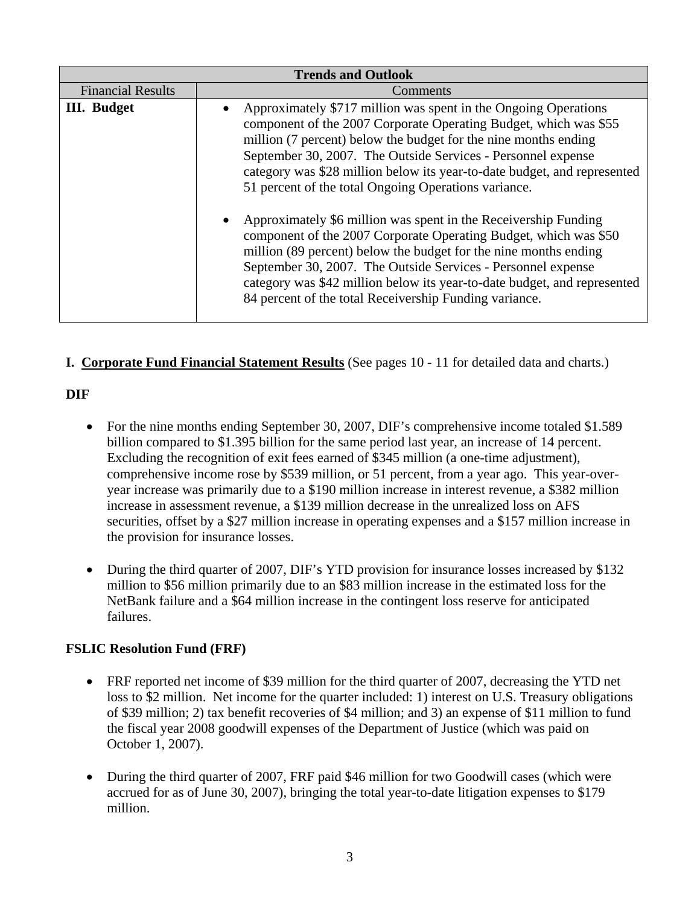| Trends and Outlook | |
|---|---|
| Financial Results | Comments |
| **III. Budget** | • Approximately $717 million was spent in the Ongoing Operations component of the 2007 Corporate Operating Budget, which was $55 million (7 percent) below the budget for the nine months ending September 30, 2007. The Outside Services - Personnel expense category was $28 million below its year-to-date budget, and represented 51 percent of the total Ongoing Operations variance.<br><br>• Approximately $6 million was spent in the Receivership Funding component of the 2007 Corporate Operating Budget, which was $50 million (89 percent) below the budget for the nine months ending September 30, 2007. The Outside Services - Personnel expense category was $42 million below its year-to-date budget, and represented 84 percent of the total Receivership Funding variance. |

**I. <u>Corporate Fund Financial Statement Results</u>** (See pages 10 - 11 for detailed data and charts.)

**DIF**

- For the nine months ending September 30, 2007, DIF's comprehensive income totaled $1.589 billion compared to $1.395 billion for the same period last year, an increase of 14 percent. Excluding the recognition of exit fees earned of $345 million (a one-time adjustment), comprehensive income rose by $539 million, or 51 percent, from a year ago. This year-over-year increase was primarily due to a $190 million increase in interest revenue, a $382 million increase in assessment revenue, a $139 million decrease in the unrealized loss on AFS securities, offset by a $27 million increase in operating expenses and a $157 million increase in the provision for insurance losses.

- During the third quarter of 2007, DIF's YTD provision for insurance losses increased by $132 million to $56 million primarily due to an $83 million increase in the estimated loss for the NetBank failure and a $64 million increase in the contingent loss reserve for anticipated failures.

**FSLIC Resolution Fund (FRF)**

- FRF reported net income of $39 million for the third quarter of 2007, decreasing the YTD net loss to $2 million. Net income for the quarter included: 1) interest on U.S. Treasury obligations of $39 million; 2) tax benefit recoveries of $4 million; and 3) an expense of $11 million to fund the fiscal year 2008 goodwill expenses of the Department of Justice (which was paid on October 1, 2007).

- During the third quarter of 2007, FRF paid $46 million for two Goodwill cases (which were accrued for as of June 30, 2007), bringing the total year-to-date litigation expenses to $179 million.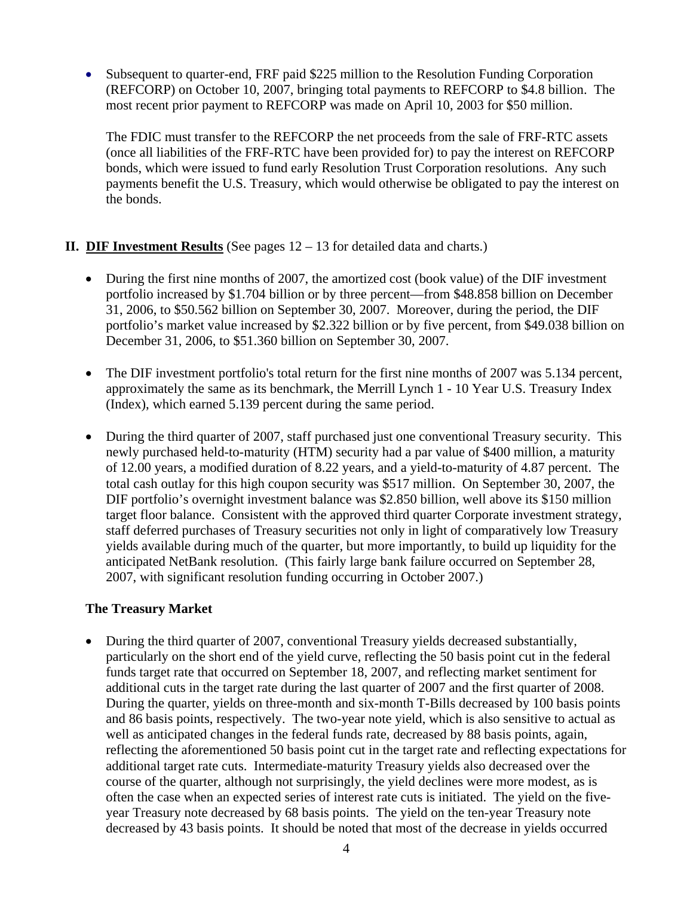- Subsequent to quarter-end, FRF paid $225 million to the Resolution Funding Corporation (REFCORP) on October 10, 2007, bringing total payments to REFCORP to $4.8 billion. The most recent prior payment to REFCORP was made on April 10, 2003 for $50 million.

  The FDIC must transfer to the REFCORP the net proceeds from the sale of FRF-RTC assets (once all liabilities of the FRF-RTC have been provided for) to pay the interest on REFCORP bonds, which were issued to fund early Resolution Trust Corporation resolutions. Any such payments benefit the U.S. Treasury, which would otherwise be obligated to pay the interest on the bonds.

## II. DIF Investment Results (See pages 12 – 13 for detailed data and charts.)

- During the first nine months of 2007, the amortized cost (book value) of the DIF investment portfolio increased by $1.704 billion or by three percent—from $48.858 billion on December 31, 2006, to $50.562 billion on September 30, 2007. Moreover, during the period, the DIF portfolio's market value increased by $2.322 billion or by five percent, from $49.038 billion on December 31, 2006, to $51.360 billion on September 30, 2007.

- The DIF investment portfolio's total return for the first nine months of 2007 was 5.134 percent, approximately the same as its benchmark, the Merrill Lynch 1 - 10 Year U.S. Treasury Index (Index), which earned 5.139 percent during the same period.

- During the third quarter of 2007, staff purchased just one conventional Treasury security. This newly purchased held-to-maturity (HTM) security had a par value of $400 million, a maturity of 12.00 years, a modified duration of 8.22 years, and a yield-to-maturity of 4.87 percent. The total cash outlay for this high coupon security was $517 million. On September 30, 2007, the DIF portfolio's overnight investment balance was $2.850 billion, well above its $150 million target floor balance. Consistent with the approved third quarter Corporate investment strategy, staff deferred purchases of Treasury securities not only in light of comparatively low Treasury yields available during much of the quarter, but more importantly, to build up liquidity for the anticipated NetBank resolution. (This fairly large bank failure occurred on September 28, 2007, with significant resolution funding occurring in October 2007.)

### The Treasury Market

- During the third quarter of 2007, conventional Treasury yields decreased substantially, particularly on the short end of the yield curve, reflecting the 50 basis point cut in the federal funds target rate that occurred on September 18, 2007, and reflecting market sentiment for additional cuts in the target rate during the last quarter of 2007 and the first quarter of 2008. During the quarter, yields on three-month and six-month T-Bills decreased by 100 basis points and 86 basis points, respectively. The two-year note yield, which is also sensitive to actual as well as anticipated changes in the federal funds rate, decreased by 88 basis points, again, reflecting the aforementioned 50 basis point cut in the target rate and reflecting expectations for additional target rate cuts. Intermediate-maturity Treasury yields also decreased over the course of the quarter, although not surprisingly, the yield declines were more modest, as is often the case when an expected series of interest rate cuts is initiated. The yield on the five-year Treasury note decreased by 68 basis points. The yield on the ten-year Treasury note decreased by 43 basis points. It should be noted that most of the decrease in yields occurred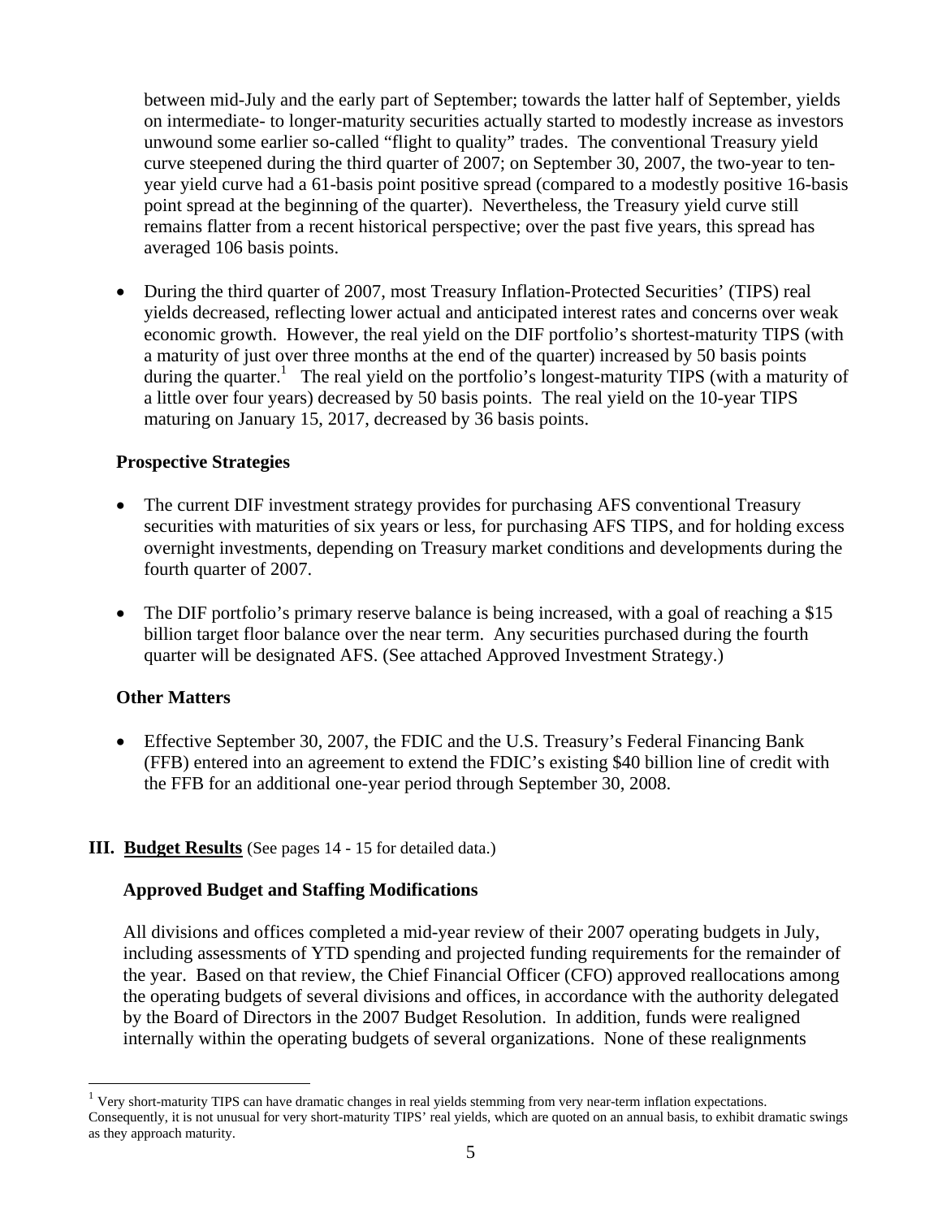between mid-July and the early part of September; towards the latter half of September, yields on intermediate- to longer-maturity securities actually started to modestly increase as investors unwound some earlier so-called "flight to quality" trades. The conventional Treasury yield curve steepened during the third quarter of 2007; on September 30, 2007, the two-year to ten-year yield curve had a 61-basis point positive spread (compared to a modestly positive 16-basis point spread at the beginning of the quarter). Nevertheless, the Treasury yield curve still remains flatter from a recent historical perspective; over the past five years, this spread has averaged 106 basis points.

- During the third quarter of 2007, most Treasury Inflation-Protected Securities' (TIPS) real yields decreased, reflecting lower actual and anticipated interest rates and concerns over weak economic growth. However, the real yield on the DIF portfolio's shortest-maturity TIPS (with a maturity of just over three months at the end of the quarter) increased by 50 basis points during the quarter.[1] The real yield on the portfolio's longest-maturity TIPS (with a maturity of a little over four years) decreased by 50 basis points. The real yield on the 10-year TIPS maturing on January 15, 2017, decreased by 36 basis points.

**Prospective Strategies**

- The current DIF investment strategy provides for purchasing AFS conventional Treasury securities with maturities of six years or less, for purchasing AFS TIPS, and for holding excess overnight investments, depending on Treasury market conditions and developments during the fourth quarter of 2007.
- The DIF portfolio's primary reserve balance is being increased, with a goal of reaching a $15 billion target floor balance over the near term. Any securities purchased during the fourth quarter will be designated AFS. (See attached Approved Investment Strategy.)

**Other Matters**

- Effective September 30, 2007, the FDIC and the U.S. Treasury's Federal Financing Bank (FFB) entered into an agreement to extend the FDIC's existing $40 billion line of credit with the FFB for an additional one-year period through September 30, 2008.

## III. Budget Results (See pages 14 - 15 for detailed data.)

**Approved Budget and Staffing Modifications**

All divisions and offices completed a mid-year review of their 2007 operating budgets in July, including assessments of YTD spending and projected funding requirements for the remainder of the year. Based on that review, the Chief Financial Officer (CFO) approved reallocations among the operating budgets of several divisions and offices, in accordance with the authority delegated by the Board of Directors in the 2007 Budget Resolution. In addition, funds were realigned internally within the operating budgets of several organizations. None of these realignments

[1] Very short-maturity TIPS can have dramatic changes in real yields stemming from very near-term inflation expectations. Consequently, it is not unusual for very short-maturity TIPS' real yields, which are quoted on an annual basis, to exhibit dramatic swings as they approach maturity.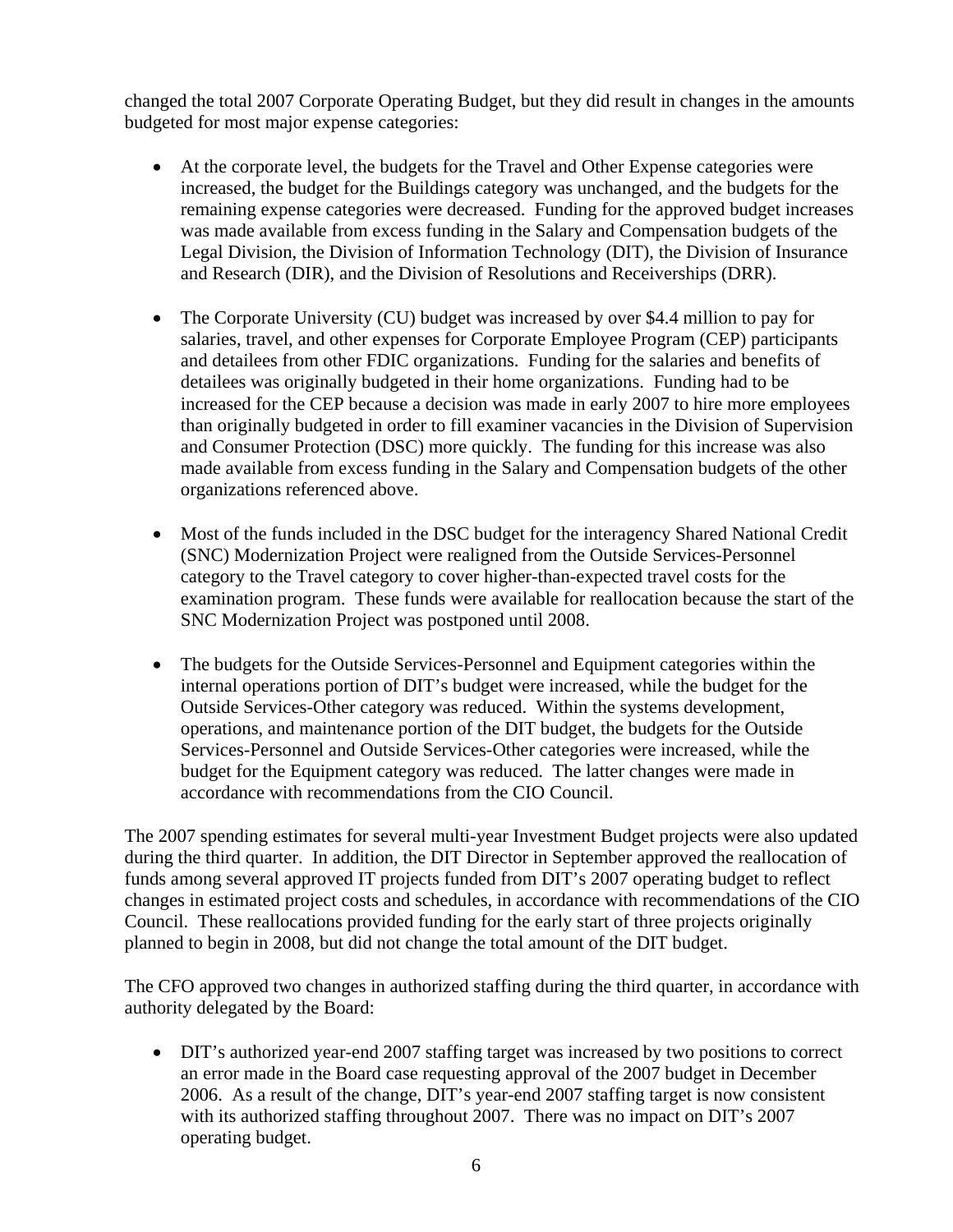changed the total 2007 Corporate Operating Budget, but they did result in changes in the amounts budgeted for most major expense categories:

- At the corporate level, the budgets for the Travel and Other Expense categories were increased, the budget for the Buildings category was unchanged, and the budgets for the remaining expense categories were decreased. Funding for the approved budget increases was made available from excess funding in the Salary and Compensation budgets of the Legal Division, the Division of Information Technology (DIT), the Division of Insurance and Research (DIR), and the Division of Resolutions and Receiverships (DRR).

- The Corporate University (CU) budget was increased by over $4.4 million to pay for salaries, travel, and other expenses for Corporate Employee Program (CEP) participants and detailees from other FDIC organizations. Funding for the salaries and benefits of detailees was originally budgeted in their home organizations. Funding had to be increased for the CEP because a decision was made in early 2007 to hire more employees than originally budgeted in order to fill examiner vacancies in the Division of Supervision and Consumer Protection (DSC) more quickly. The funding for this increase was also made available from excess funding in the Salary and Compensation budgets of the other organizations referenced above.

- Most of the funds included in the DSC budget for the interagency Shared National Credit (SNC) Modernization Project were realigned from the Outside Services-Personnel category to the Travel category to cover higher-than-expected travel costs for the examination program. These funds were available for reallocation because the start of the SNC Modernization Project was postponed until 2008.

- The budgets for the Outside Services-Personnel and Equipment categories within the internal operations portion of DIT's budget were increased, while the budget for the Outside Services-Other category was reduced. Within the systems development, operations, and maintenance portion of the DIT budget, the budgets for the Outside Services-Personnel and Outside Services-Other categories were increased, while the budget for the Equipment category was reduced. The latter changes were made in accordance with recommendations from the CIO Council.

The 2007 spending estimates for several multi-year Investment Budget projects were also updated during the third quarter. In addition, the DIT Director in September approved the reallocation of funds among several approved IT projects funded from DIT's 2007 operating budget to reflect changes in estimated project costs and schedules, in accordance with recommendations of the CIO Council. These reallocations provided funding for the early start of three projects originally planned to begin in 2008, but did not change the total amount of the DIT budget.

The CFO approved two changes in authorized staffing during the third quarter, in accordance with authority delegated by the Board:

- DIT's authorized year-end 2007 staffing target was increased by two positions to correct an error made in the Board case requesting approval of the 2007 budget in December 2006. As a result of the change, DIT's year-end 2007 staffing target is now consistent with its authorized staffing throughout 2007. There was no impact on DIT's 2007 operating budget.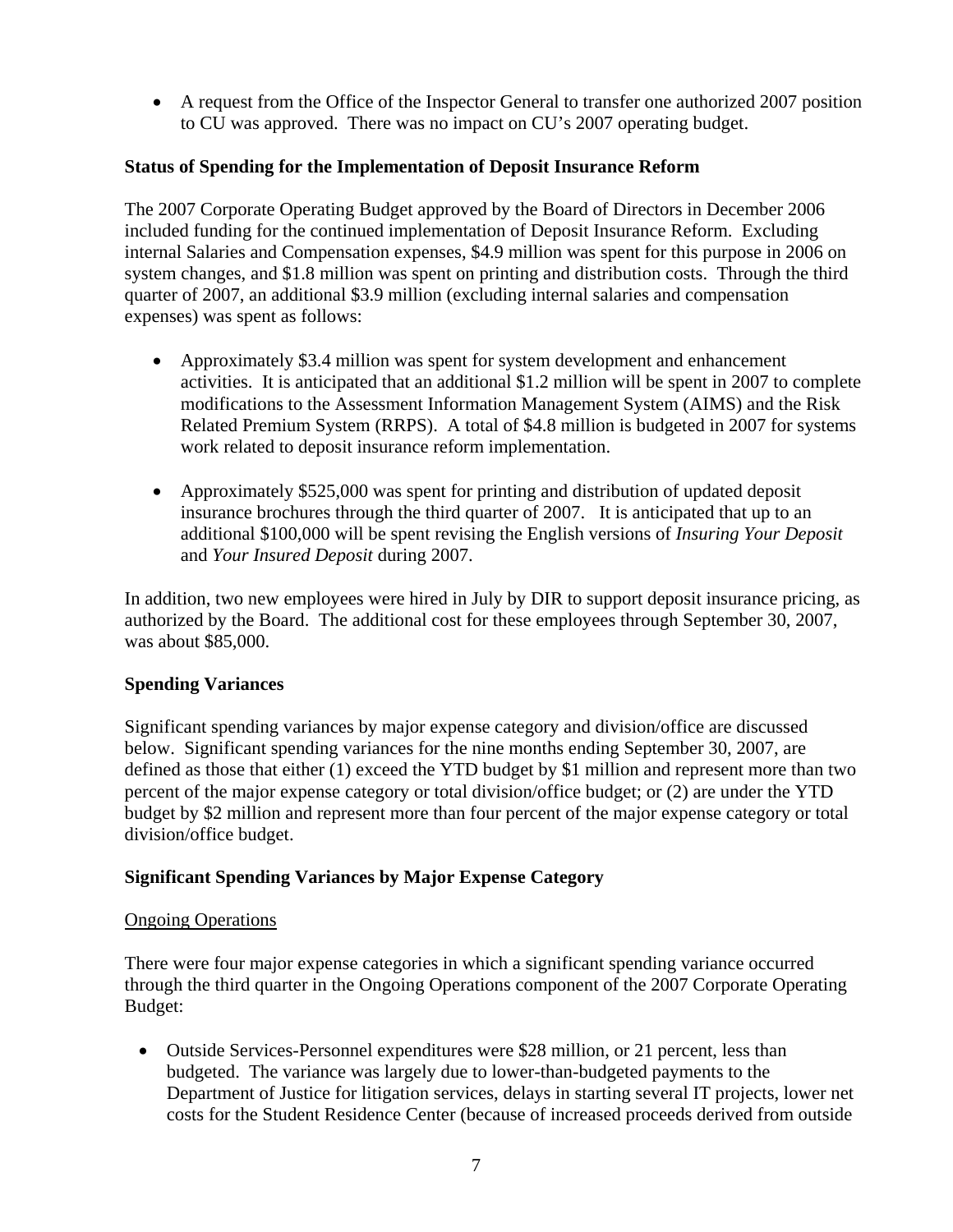- A request from the Office of the Inspector General to transfer one authorized 2007 position to CU was approved. There was no impact on CU's 2007 operating budget.

**Status of Spending for the Implementation of Deposit Insurance Reform**

The 2007 Corporate Operating Budget approved by the Board of Directors in December 2006 included funding for the continued implementation of Deposit Insurance Reform. Excluding internal Salaries and Compensation expenses, $4.9 million was spent for this purpose in 2006 on system changes, and $1.8 million was spent on printing and distribution costs. Through the third quarter of 2007, an additional $3.9 million (excluding internal salaries and compensation expenses) was spent as follows:

- Approximately $3.4 million was spent for system development and enhancement activities. It is anticipated that an additional $1.2 million will be spent in 2007 to complete modifications to the Assessment Information Management System (AIMS) and the Risk Related Premium System (RRPS). A total of $4.8 million is budgeted in 2007 for systems work related to deposit insurance reform implementation.

- Approximately $525,000 was spent for printing and distribution of updated deposit insurance brochures through the third quarter of 2007. It is anticipated that up to an additional $100,000 will be spent revising the English versions of *Insuring Your Deposit* and *Your Insured Deposit* during 2007.

In addition, two new employees were hired in July by DIR to support deposit insurance pricing, as authorized by the Board. The additional cost for these employees through September 30, 2007, was about $85,000.

**Spending Variances**

Significant spending variances by major expense category and division/office are discussed below. Significant spending variances for the nine months ending September 30, 2007, are defined as those that either (1) exceed the YTD budget by $1 million and represent more than two percent of the major expense category or total division/office budget; or (2) are under the YTD budget by $2 million and represent more than four percent of the major expense category or total division/office budget.

**Significant Spending Variances by Major Expense Category**

<u>Ongoing Operations</u>

There were four major expense categories in which a significant spending variance occurred through the third quarter in the Ongoing Operations component of the 2007 Corporate Operating Budget:

- Outside Services-Personnel expenditures were $28 million, or 21 percent, less than budgeted. The variance was largely due to lower-than-budgeted payments to the Department of Justice for litigation services, delays in starting several IT projects, lower net costs for the Student Residence Center (because of increased proceeds derived from outside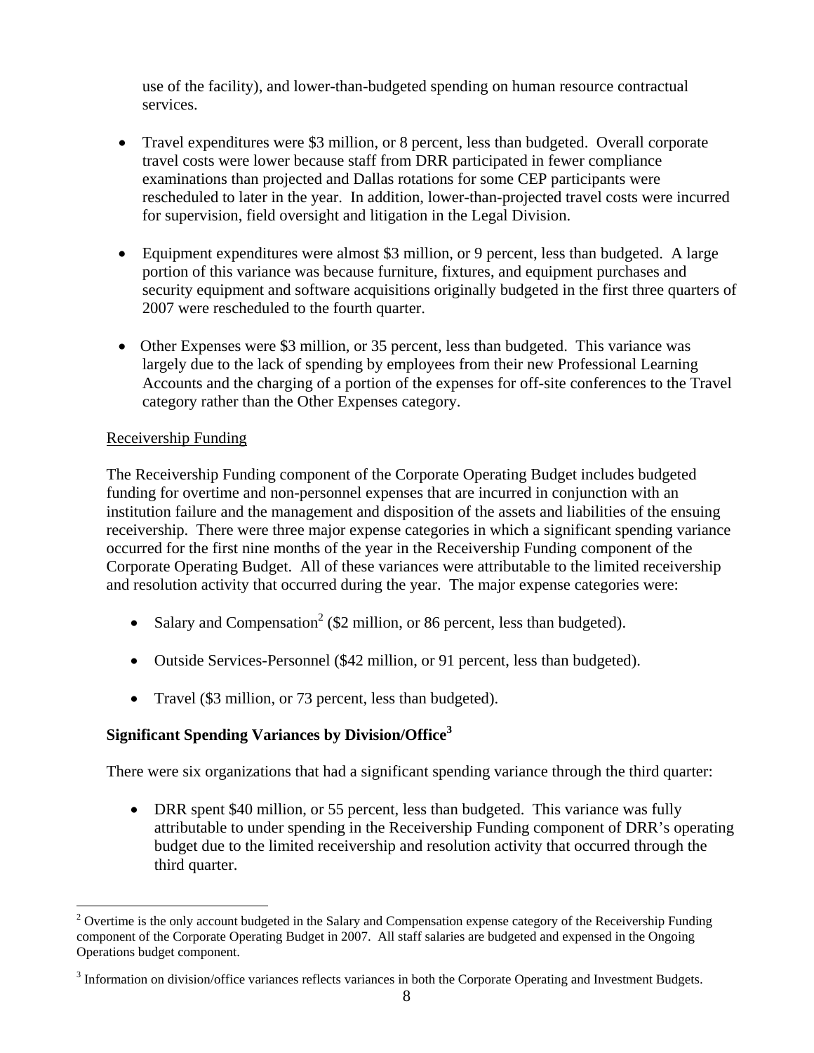use of the facility), and lower-than-budgeted spending on human resource contractual services.

- Travel expenditures were $3 million, or 8 percent, less than budgeted. Overall corporate travel costs were lower because staff from DRR participated in fewer compliance examinations than projected and Dallas rotations for some CEP participants were rescheduled to later in the year. In addition, lower-than-projected travel costs were incurred for supervision, field oversight and litigation in the Legal Division.

- Equipment expenditures were almost $3 million, or 9 percent, less than budgeted. A large portion of this variance was because furniture, fixtures, and equipment purchases and security equipment and software acquisitions originally budgeted in the first three quarters of 2007 were rescheduled to the fourth quarter.

- Other Expenses were $3 million, or 35 percent, less than budgeted. This variance was largely due to the lack of spending by employees from their new Professional Learning Accounts and the charging of a portion of the expenses for off-site conferences to the Travel category rather than the Other Expenses category.

Receivership Funding

The Receivership Funding component of the Corporate Operating Budget includes budgeted funding for overtime and non-personnel expenses that are incurred in conjunction with an institution failure and the management and disposition of the assets and liabilities of the ensuing receivership. There were three major expense categories in which a significant spending variance occurred for the first nine months of the year in the Receivership Funding component of the Corporate Operating Budget. All of these variances were attributable to the limited receivership and resolution activity that occurred during the year. The major expense categories were:

- Salary and Compensation[2] ($2 million, or 86 percent, less than budgeted).

- Outside Services-Personnel ($42 million, or 91 percent, less than budgeted).

- Travel ($3 million, or 73 percent, less than budgeted).

**Significant Spending Variances by Division/Office[3]**

There were six organizations that had a significant spending variance through the third quarter:

- DRR spent $40 million, or 55 percent, less than budgeted. This variance was fully attributable to under spending in the Receivership Funding component of DRR's operating budget due to the limited receivership and resolution activity that occurred through the third quarter.

[2] Overtime is the only account budgeted in the Salary and Compensation expense category of the Receivership Funding component of the Corporate Operating Budget in 2007. All staff salaries are budgeted and expensed in the Ongoing Operations budget component.

[3] Information on division/office variances reflects variances in both the Corporate Operating and Investment Budgets.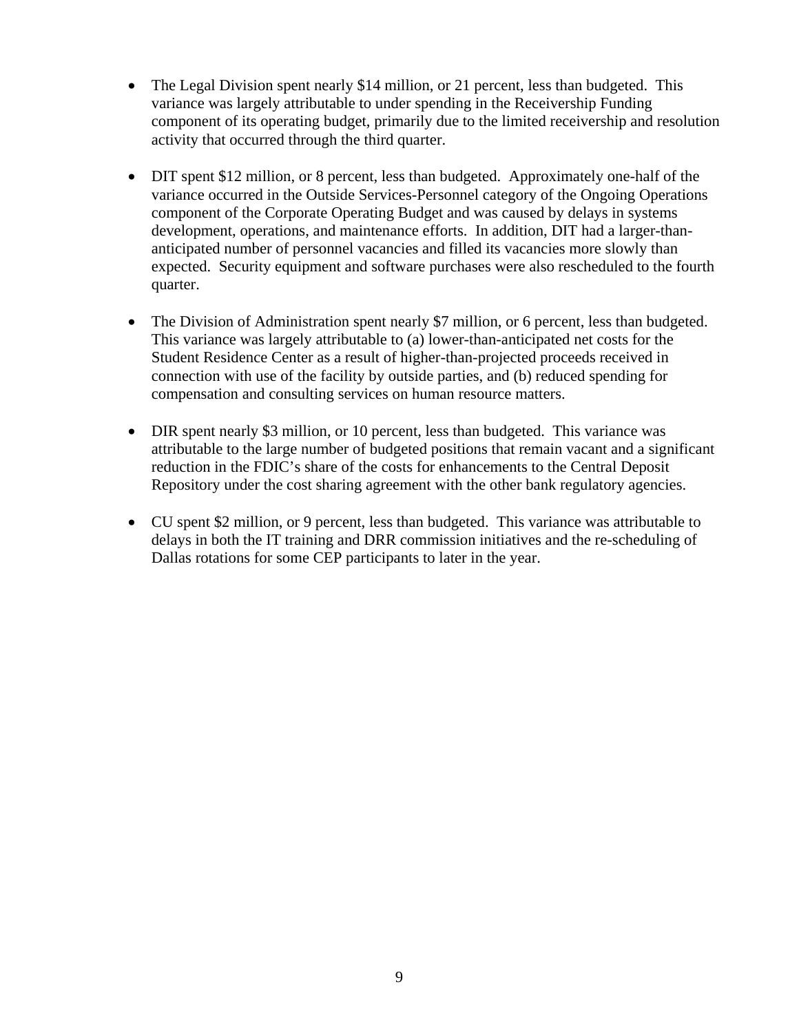- The Legal Division spent nearly $14 million, or 21 percent, less than budgeted. This variance was largely attributable to under spending in the Receivership Funding component of its operating budget, primarily due to the limited receivership and resolution activity that occurred through the third quarter.

- DIT spent $12 million, or 8 percent, less than budgeted. Approximately one-half of the variance occurred in the Outside Services-Personnel category of the Ongoing Operations component of the Corporate Operating Budget and was caused by delays in systems development, operations, and maintenance efforts. In addition, DIT had a larger-than-anticipated number of personnel vacancies and filled its vacancies more slowly than expected. Security equipment and software purchases were also rescheduled to the fourth quarter.

- The Division of Administration spent nearly $7 million, or 6 percent, less than budgeted. This variance was largely attributable to (a) lower-than-anticipated net costs for the Student Residence Center as a result of higher-than-projected proceeds received in connection with use of the facility by outside parties, and (b) reduced spending for compensation and consulting services on human resource matters.

- DIR spent nearly $3 million, or 10 percent, less than budgeted. This variance was attributable to the large number of budgeted positions that remain vacant and a significant reduction in the FDIC's share of the costs for enhancements to the Central Deposit Repository under the cost sharing agreement with the other bank regulatory agencies.

- CU spent $2 million, or 9 percent, less than budgeted. This variance was attributable to delays in both the IT training and DRR commission initiatives and the re-scheduling of Dallas rotations for some CEP participants to later in the year.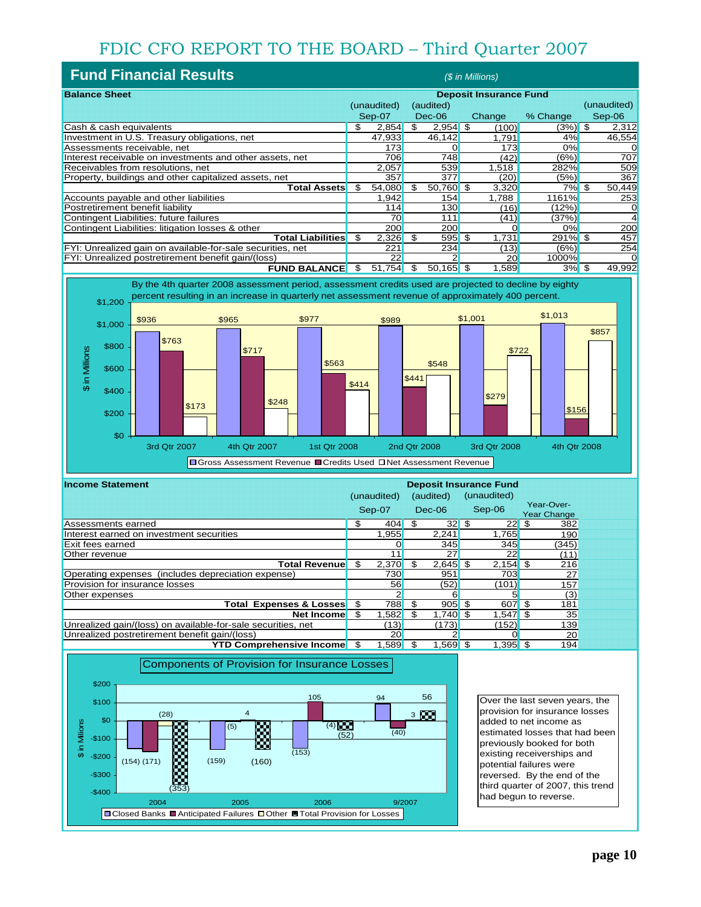# FDIC CFO REPORT TO THE BOARD – Third Quarter 2007

## Fund Financial Results

*($ in Millions)*

| Balance Sheet | Deposit Insurance Fund | | | | |
|---|---|---|---|---|---|
| | (unaudited) Sep-07 | (audited) Dec-06 | Change | % Change | (unaudited) Sep-06 |
| Cash & cash equivalents | $ 2,854 | $ 2,954 | $ (100) | (3%) | $ 2,312 |
| Investment in U.S. Treasury obligations, net | 47,933 | 46,142 | 1,791 | 4% | 46,554 |
| Assessments receivable, net | 173 | 0 | 173 | 0% | 0 |
| Interest receivable on investments and other assets, net | 706 | 748 | (42) | (6%) | 707 |
| Receivables from resolutions, net | 2,057 | 539 | 1,518 | 282% | 509 |
| Property, buildings and other capitalized assets, net | 357 | 377 | (20) | (5%) | 367 |
| **Total Assets** | $ 54,080 | $ 50,760 | $ 3,320 | 7% | $ 50,449 |
| Accounts payable and other liabilities | 1,942 | 154 | 1,788 | 1161% | 253 |
| Postretirement benefit liability | 114 | 130 | (16) | (12%) | 0 |
| Contingent Liabilities: future failures | 70 | 111 | (41) | (37%) | 4 |
| Contingent Liabilities: litigation losses & other | 200 | 200 | 0 | 0% | 200 |
| **Total Liabilities** | $ 2,326 | $ 595 | $ 1,731 | 291% | $ 457 |
| FYI: Unrealized gain on available-for-sale securities, net | 221 | 234 | (13) | (6%) | 254 |
| FYI: Unrealized postretirement benefit gain/(loss) | 22 | 2 | 20 | 1000% | 0 |
| **FUND BALANCE** | $ 51,754 | $ 50,165 | $ 1,589 | 3% | $ 49,992 |

By the 4th quarter 2008 assessment period, assessment credits used are projected to decline by eighty percent resulting in an increase in quarterly net assessment revenue of approximately 400 percent.

| $ in Millions | 3rd Qtr 2007 | 4th Qtr 2007 | 1st Qtr 2008 | 2nd Qtr 2008 | 3rd Qtr 2008 | 4th Qtr 2008 |
|---|---|---|---|---|---|---|
| Gross Assessment Revenue | $936 | $965 | $977 | $989 | $1,001 | $1,013 |
| Credits Used | $763 | $717 | $563 | $441 | $279 | $156 |
| Net Assessment Revenue | $173 | $248 | $414 | $548 | $722 | $857 |

| Income Statement | Deposit Insurance Fund | | | |
|---|---|---|---|---|
| | (unaudited) Sep-07 | (audited) Dec-06 | (unaudited) Sep-06 | Year-Over-Year Change |
| Assessments earned | $ 404 | $ 32 | $ 22 | $ 382 |
| Interest earned on investment securities | 1,955 | 2,241 | 1,765 | 190 |
| Exit fees earned | 0 | 345 | 345 | (345) |
| Other revenue | 11 | 27 | 22 | (11) |
| **Total Revenue** | $ 2,370 | $ 2,645 | $ 2,154 | $ 216 |
| Operating expenses (includes depreciation expense) | 730 | 951 | 703 | 27 |
| Provision for insurance losses | 56 | (52) | (101) | 157 |
| Other expenses | 2 | 6 | 5 | (3) |
| **Total Expenses & Losses** | $ 788 | $ 905 | $ 607 | $ 181 |
| **Net Income** | $ 1,582 | $ 1,740 | $ 1,547 | $ 35 |
| Unrealized gain/(loss) on available-for-sale securities, net | (13) | (173) | (152) | 139 |
| Unrealized postretirement benefit gain/(loss) | 20 | 2 | 0 | 20 |
| **YTD Comprehensive Income** | $ 1,589 | $ 1,569 | $ 1,395 | $ 194 |

**Components of Provision for Insurance Losses**

| $ in Millions | 2004 | 2005 | 2006 | 9/2007 |
|---|---|---|---|---|
| Closed Banks | (154) | (159) | (153) | 94 |
| Anticipated Failures | (171) | (5) | 105 | (40) |
| Other | (28) | 4 | (4) | 3 |
| Total Provision for Losses | (353) | (160) | (52) | 56 |

Over the last seven years, the provision for insurance losses added to net income as estimated losses that had been previously booked for both existing receiverships and potential failures were reversed. By the end of the third quarter of 2007, this trend had begun to reverse.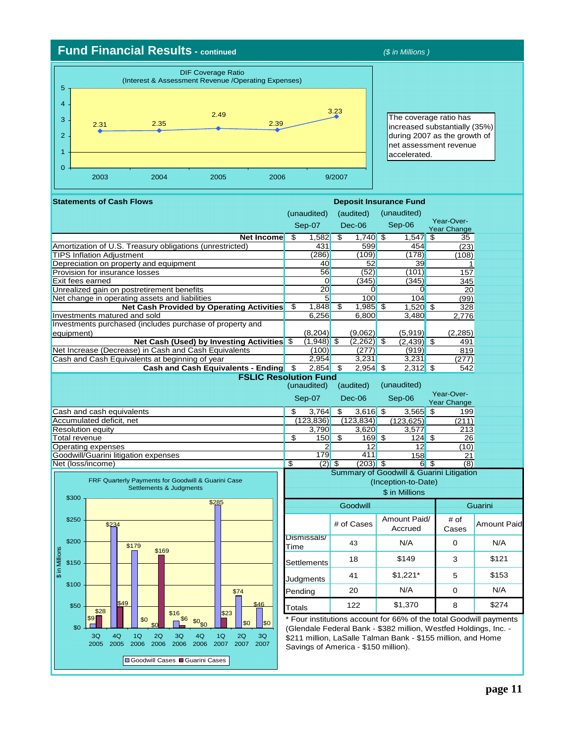## Fund Financial Results - continued

*($ in Millions )*

DIF Coverage Ratio
(Interest & Assessment Revenue /Operating Expenses)

| 2003 | 2004 | 2005 | 2006 | 9/2007 |
|---|---|---|---|---|
| 2.31 | 2.35 | 2.49 | 2.39 | 3.23 |

The coverage ratio has increased substantially (35%) during 2007 as the growth of net assessment revenue accelerated.

### Statements of Cash Flows

**Deposit Insurance Fund**

| | (unaudited) Sep-07 | (audited) Dec-06 | (unaudited) Sep-06 | Year-Over-Year Change |
|---|---|---|---|---|
| **Net Income** | $ 1,582 | $ 1,740 | $ 1,547 | $ 35 |
| Amortization of U.S. Treasury obligations (unrestricted) | 431 | 599 | 454 | (23) |
| TIPS Inflation Adjustment | (286) | (109) | (178) | (108) |
| Depreciation on property and equipment | 40 | 52 | 39 | 1 |
| Provision for insurance losses | 56 | (52) | (101) | 157 |
| Exit fees earned | 0 | (345) | (345) | 345 |
| Unrealized gain on postretirement benefits | 20 | 0 | 0 | 20 |
| Net change in operating assets and liabilities | 5 | 100 | 104 | (99) |
| **Net Cash Provided by Operating Activities** | $ 1,848 | $ 1,985 | $ 1,520 | $ 328 |
| Investments matured and sold | 6,256 | 6,800 | 3,480 | 2,776 |
| Investments purchased (includes purchase of property and equipment) | (8,204) | (9,062) | (5,919) | (2,285) |
| **Net Cash (Used) by Investing Activities** | $ (1,948) | $ (2,262) | $ (2,439) | $ 491 |
| Net Increase (Decrease) in Cash and Cash Equivalents | (100) | (277) | (919) | 819 |
| Cash and Cash Equivalents at beginning of year | 2,954 | 3,231 | 3,231 | (277) |
| **Cash and Cash Equivalents - Ending** | $ 2,854 | $ 2,954 | $ 2,312 | $ 542 |

**FSLIC Resolution Fund**

| | (unaudited) Sep-07 | (audited) Dec-06 | (unaudited) Sep-06 | Year-Over-Year Change |
|---|---|---|---|---|
| Cash and cash equivalents | $ 3,764 | $ 3,616 | $ 3,565 | $ 199 |
| Accumulated deficit, net | (123,836) | (123,834) | (123,625) | (211) |
| Resolution equity | 3,790 | 3,620 | 3,577 | 213 |
| Total revenue | $ 150 | $ 169 | $ 124 | $ 26 |
| Operating expenses | 2 | 12 | 12 | (10) |
| Goodwill/Guarini litigation expenses | 179 | 411 | 158 | 21 |
| Net (loss/income) | $ (2) | $ (203) | $ 6 | $ (8) |

FRF Quarterly Payments for Goodwill & Guarini Case Settlements & Judgments ($ in Millions)

| | 3Q 2005 | 4Q 2005 | 1Q 2006 | 2Q 2006 | 3Q 2006 | 4Q 2006 | 1Q 2007 | 2Q 2007 | 3Q 2007 |
|---|---|---|---|---|---|---|---|---|---|
| Goodwill Cases | $9 | $234 | $179 | $0 | $16 | $0 | $285 | $74 | $46 |
| Guarini Cases | $28 | $49 | $0 | $169 | $6 | $0 | $23 | $0 | $0 |

**Summary of Goodwill & Guarini Litigation (Inception-to-Date) $ in Millions**

| | Goodwill | | Guarini | |
|---|---|---|---|---|
| | # of Cases | Amount Paid/ Accrued | # of Cases | Amount Paid |
| Dismissals/ Time | 43 | N/A | 0 | N/A |
| Settlements | 18 | $149 | 3 | $121 |
| Judgments | 41 | $1,221* | 5 | $153 |
| Pending | 20 | N/A | 0 | N/A |
| Totals | 122 | $1,370 | 8 | $274 |

* Four institutions account for 66% of the total Goodwill payments (Glendale Federal Bank - $382 million, Westfed Holdings, Inc. - $211 million, LaSalle Talman Bank - $155 million, and Home Savings of America - $150 million).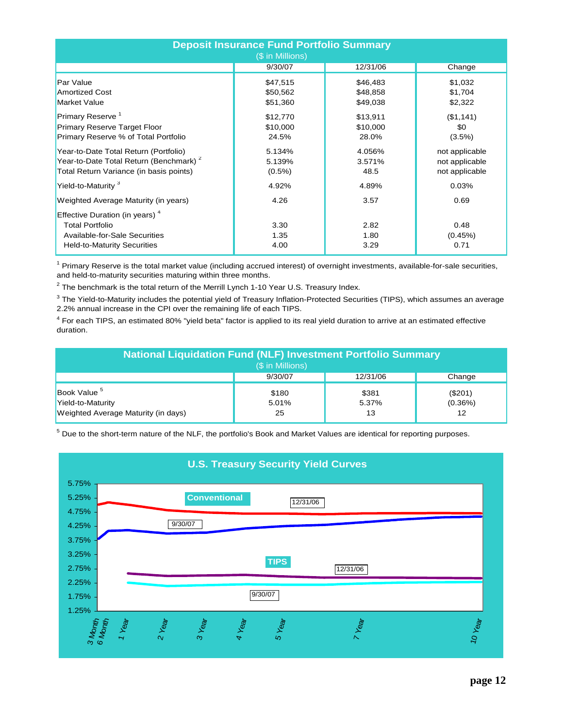## Deposit Insurance Fund Portfolio Summary

($ in Millions)

| | 9/30/07 | 12/31/06 | Change |
|---|---|---|---|
| Par Value | $47,515 | $46,483 | $1,032 |
| Amortized Cost | $50,562 | $48,858 | $1,704 |
| Market Value | $51,360 | $49,038 | $2,322 |
| Primary Reserve [1] | $12,770 | $13,911 | ($1,141) |
| Primary Reserve Target Floor | $10,000 | $10,000 | $0 |
| Primary Reserve % of Total Portfolio | 24.5% | 28.0% | (3.5%) |
| Year-to-Date Total Return (Portfolio) | 5.134% | 4.056% | not applicable |
| Year-to-Date Total Return (Benchmark) [2] | 5.139% | 3.571% | not applicable |
| Total Return Variance (in basis points) | (0.5%) | 48.5 | not applicable |
| Yield-to-Maturity [3] | 4.92% | 4.89% | 0.03% |
| Weighted Average Maturity (in years) | 4.26 | 3.57 | 0.69 |
| Effective Duration (in years) [4] | | | |
| Total Portfolio | 3.30 | 2.82 | 0.48 |
| Available-for-Sale Securities | 1.35 | 1.80 | (0.45%) |
| Held-to-Maturity Securities | 4.00 | 3.29 | 0.71 |

[1] Primary Reserve is the total market value (including accrued interest) of overnight investments, available-for-sale securities, and held-to-maturity securities maturing within three months.

[2] The benchmark is the total return of the Merrill Lynch 1-10 Year U.S. Treasury Index.

[3] The Yield-to-Maturity includes the potential yield of Treasury Inflation-Protected Securities (TIPS), which assumes an average 2.2% annual increase in the CPI over the remaining life of each TIPS.

[4] For each TIPS, an estimated 80% "yield beta" factor is applied to its real yield duration to arrive at an estimated effective duration.

## National Liquidation Fund (NLF) Investment Portfolio Summary

($ in Millions)

| | 9/30/07 | 12/31/06 | Change |
|---|---|---|---|
| Book Value [5] | $180 | $381 | ($201) |
| Yield-to-Maturity | 5.01% | 5.37% | (0.36%) |
| Weighted Average Maturity (in days) | 25 | 13 | 12 |

[5] Due to the short-term nature of the NLF, the portfolio's Book and Market Values are identical for reporting purposes.

## U.S. Treasury Security Yield Curves

Conventional: 12/31/06, 9/30/07
TIPS: 12/31/06, 9/30/07

Y-axis: 1.25% – 5.75%
X-axis: 3 Month, 6 Month, 1 Year, 2 Year, 3 Year, 4 Year, 5 Year, 7 Year, 10 Year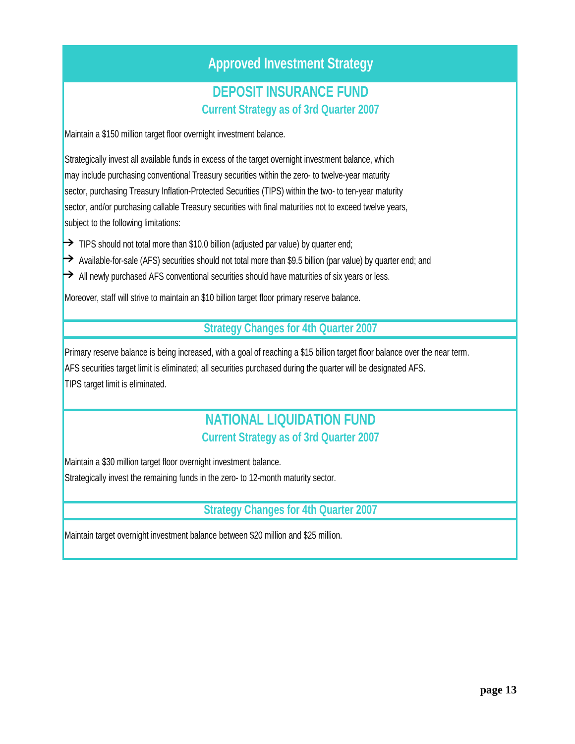# Approved Investment Strategy

## DEPOSIT INSURANCE FUND

### Current Strategy as of 3rd Quarter 2007

Maintain a $150 million target floor overnight investment balance.

Strategically invest all available funds in excess of the target overnight investment balance, which may include purchasing conventional Treasury securities within the zero- to twelve-year maturity sector, purchasing Treasury Inflation-Protected Securities (TIPS) within the two- to ten-year maturity sector, and/or purchasing callable Treasury securities with final maturities not to exceed twelve years, subject to the following limitations:

- TIPS should not total more than $10.0 billion (adjusted par value) by quarter end;
- Available-for-sale (AFS) securities should not total more than $9.5 billion (par value) by quarter end; and
- All newly purchased AFS conventional securities should have maturities of six years or less.

Moreover, staff will strive to maintain an $10 billion target floor primary reserve balance.

### Strategy Changes for 4th Quarter 2007

Primary reserve balance is being increased, with a goal of reaching a $15 billion target floor balance over the near term.
AFS securities target limit is eliminated; all securities purchased during the quarter will be designated AFS.
TIPS target limit is eliminated.

## NATIONAL LIQUIDATION FUND

### Current Strategy as of 3rd Quarter 2007

Maintain a $30 million target floor overnight investment balance.
Strategically invest the remaining funds in the zero- to 12-month maturity sector.

### Strategy Changes for 4th Quarter 2007

Maintain target overnight investment balance between $20 million and $25 million.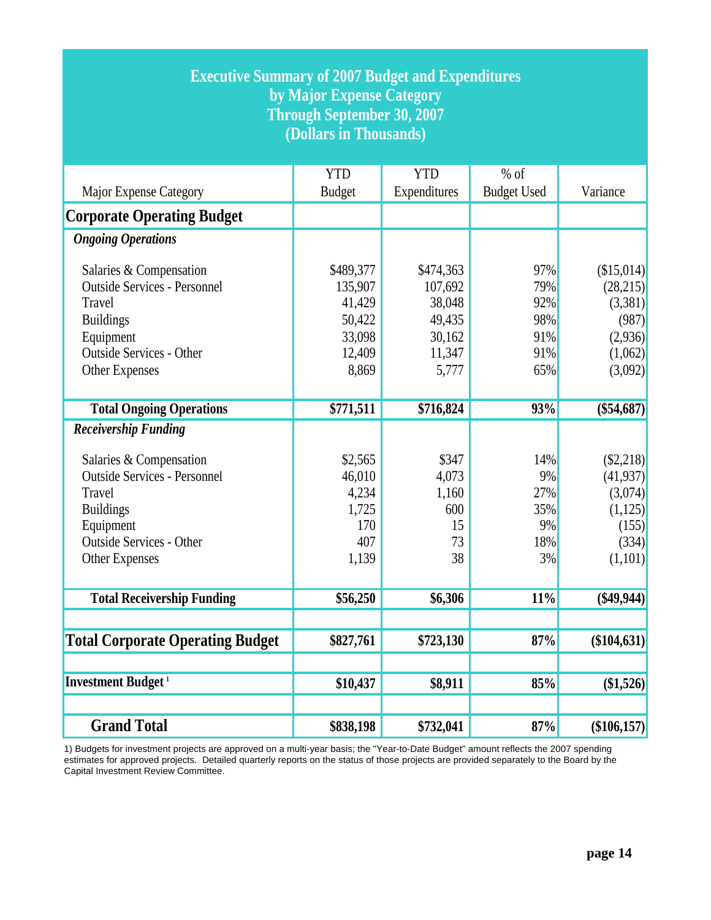# Executive Summary of 2007 Budget and Expenditures by Major Expense Category Through September 30, 2007 (Dollars in Thousands)

| Major Expense Category | YTD Budget | YTD Expenditures | % of Budget Used | Variance |
|---|---|---|---|---|
| **Corporate Operating Budget** | | | | |
| ***Ongoing Operations*** | | | | |
| Salaries & Compensation | $489,377 | $474,363 | 97% | ($15,014) |
| Outside Services - Personnel | 135,907 | 107,692 | 79% | (28,215) |
| Travel | 41,429 | 38,048 | 92% | (3,381) |
| Buildings | 50,422 | 49,435 | 98% | (987) |
| Equipment | 33,098 | 30,162 | 91% | (2,936) |
| Outside Services - Other | 12,409 | 11,347 | 91% | (1,062) |
| Other Expenses | 8,869 | 5,777 | 65% | (3,092) |
| **Total Ongoing Operations** | **$771,511** | **$716,824** | **93%** | **($54,687)** |
| ***Receivership Funding*** | | | | |
| Salaries & Compensation | $2,565 | $347 | 14% | ($2,218) |
| Outside Services - Personnel | 46,010 | 4,073 | 9% | (41,937) |
| Travel | 4,234 | 1,160 | 27% | (3,074) |
| Buildings | 1,725 | 600 | 35% | (1,125) |
| Equipment | 170 | 15 | 9% | (155) |
| Outside Services - Other | 407 | 73 | 18% | (334) |
| Other Expenses | 1,139 | 38 | 3% | (1,101) |
| **Total Receivership Funding** | **$56,250** | **$6,306** | **11%** | **($49,944)** |
| **Total Corporate Operating Budget** | **$827,761** | **$723,130** | **87%** | **($104,631)** |
| **Investment Budget [1]** | **$10,437** | **$8,911** | **85%** | **($1,526)** |
| **Grand Total** | **$838,198** | **$732,041** | **87%** | **($106,157)** |

1) Budgets for investment projects are approved on a multi-year basis; the "Year-to-Date Budget" amount reflects the 2007 spending estimates for approved projects. Detailed quarterly reports on the status of those projects are provided separately to the Board by the Capital Investment Review Committee.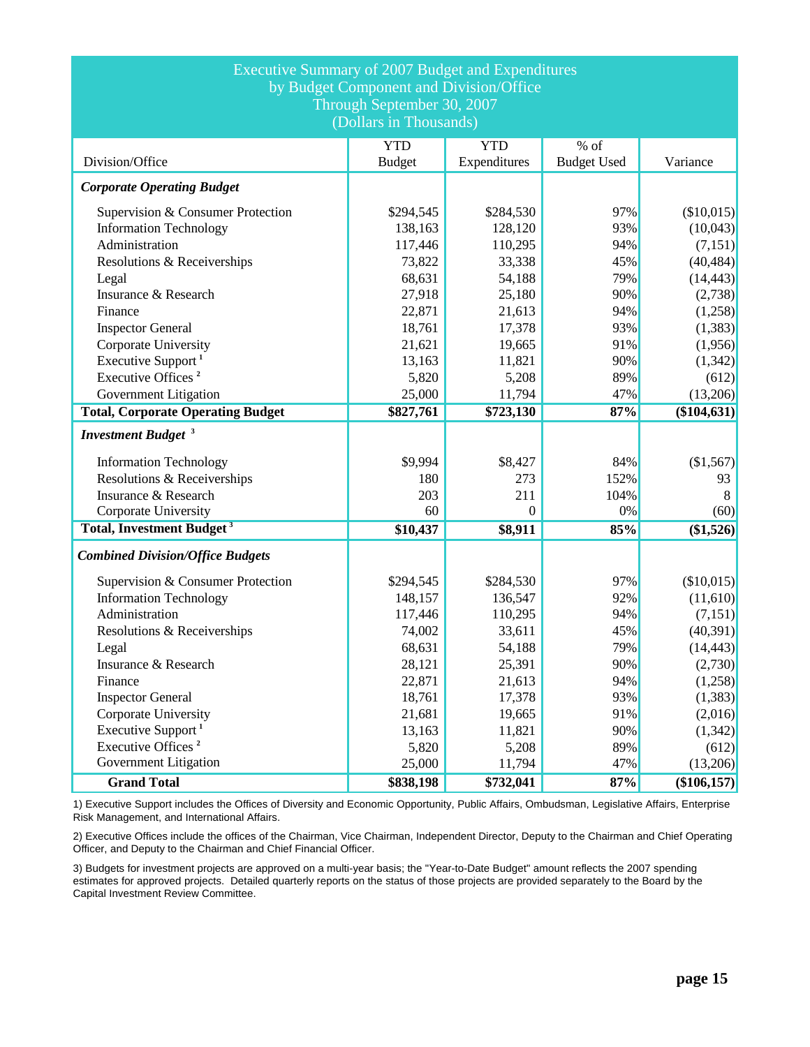# Executive Summary of 2007 Budget and Expenditures by Budget Component and Division/Office Through September 30, 2007 (Dollars in Thousands)

| Division/Office | YTD Budget | YTD Expenditures | % of Budget Used | Variance |
|---|---|---|---|---|
| ***Corporate Operating Budget*** | | | | |
| Supervision & Consumer Protection | $294,545 | $284,530 | 97% | ($10,015) |
| Information Technology | 138,163 | 128,120 | 93% | (10,043) |
| Administration | 117,446 | 110,295 | 94% | (7,151) |
| Resolutions & Receiverships | 73,822 | 33,338 | 45% | (40,484) |
| Legal | 68,631 | 54,188 | 79% | (14,443) |
| Insurance & Research | 27,918 | 25,180 | 90% | (2,738) |
| Finance | 22,871 | 21,613 | 94% | (1,258) |
| Inspector General | 18,761 | 17,378 | 93% | (1,383) |
| Corporate University | 21,621 | 19,665 | 91% | (1,956) |
| Executive Support [1] | 13,163 | 11,821 | 90% | (1,342) |
| Executive Offices [2] | 5,820 | 5,208 | 89% | (612) |
| Government Litigation | 25,000 | 11,794 | 47% | (13,206) |
| **Total, Corporate Operating Budget** | **$827,761** | **$723,130** | **87%** | **($104,631)** |
| ***Investment Budget*** [3] | | | | |
| Information Technology | $9,994 | $8,427 | 84% | ($1,567) |
| Resolutions & Receiverships | 180 | 273 | 152% | 93 |
| Insurance & Research | 203 | 211 | 104% | 8 |
| Corporate University | 60 | 0 | 0% | (60) |
| **Total, Investment Budget** [3] | **$10,437** | **$8,911** | **85%** | **($1,526)** |
| ***Combined Division/Office Budgets*** | | | | |
| Supervision & Consumer Protection | $294,545 | $284,530 | 97% | ($10,015) |
| Information Technology | 148,157 | 136,547 | 92% | (11,610) |
| Administration | 117,446 | 110,295 | 94% | (7,151) |
| Resolutions & Receiverships | 74,002 | 33,611 | 45% | (40,391) |
| Legal | 68,631 | 54,188 | 79% | (14,443) |
| Insurance & Research | 28,121 | 25,391 | 90% | (2,730) |
| Finance | 22,871 | 21,613 | 94% | (1,258) |
| Inspector General | 18,761 | 17,378 | 93% | (1,383) |
| Corporate University | 21,681 | 19,665 | 91% | (2,016) |
| Executive Support [1] | 13,163 | 11,821 | 90% | (1,342) |
| Executive Offices [2] | 5,820 | 5,208 | 89% | (612) |
| Government Litigation | 25,000 | 11,794 | 47% | (13,206) |
| **Grand Total** | **$838,198** | **$732,041** | **87%** | **($106,157)** |

1) Executive Support includes the Offices of Diversity and Economic Opportunity, Public Affairs, Ombudsman, Legislative Affairs, Enterprise Risk Management, and International Affairs.

2) Executive Offices include the offices of the Chairman, Vice Chairman, Independent Director, Deputy to the Chairman and Chief Operating Officer, and Deputy to the Chairman and Chief Financial Officer.

3) Budgets for investment projects are approved on a multi-year basis; the "Year-to-Date Budget" amount reflects the 2007 spending estimates for approved projects. Detailed quarterly reports on the status of those projects are provided separately to the Board by the Capital Investment Review Committee.